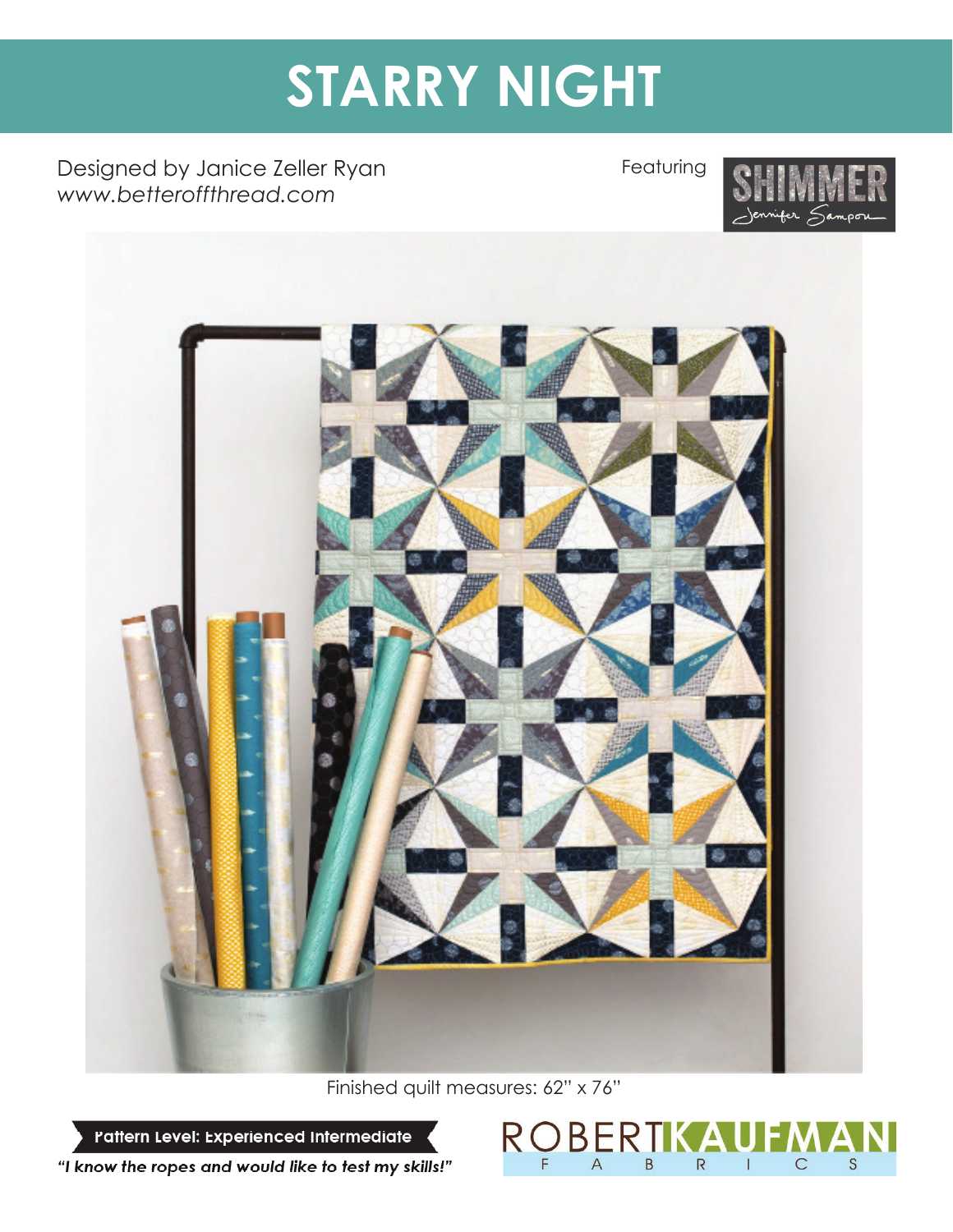# STARRY NIGHT

Designed by Janice Zeller Ryan
*www.betteroffthread.com*

Featuring SHIMMER Jennifer Sampou

Finished quilt measures: 62" x 76"

**Pattern Level: Experienced Intermediate**

***"I know the ropes and would like to test my skills!"***

ROBERT KAUFMAN FABRICS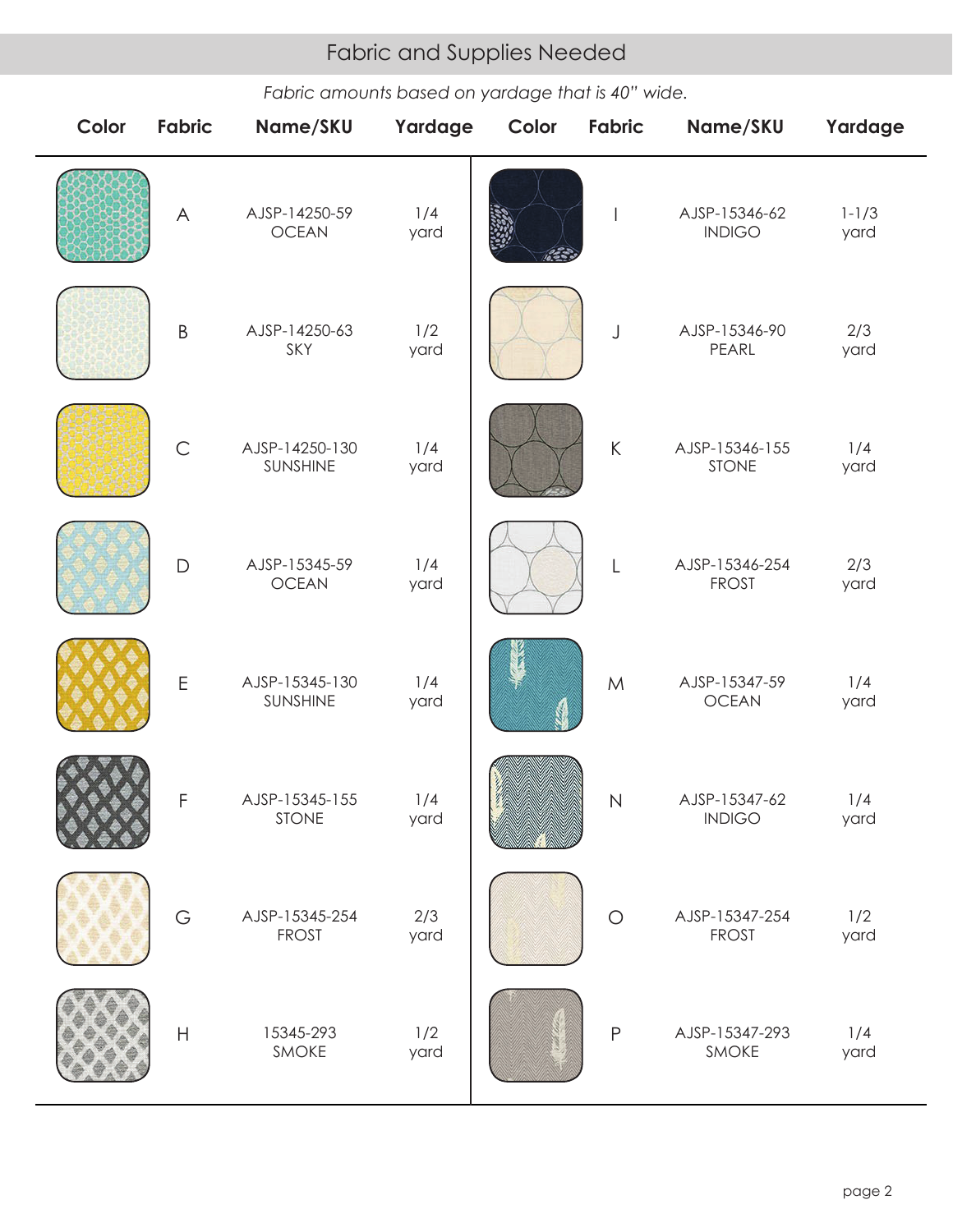## Fabric and Supplies Needed

*Fabric amounts based on yardage that is 40" wide.*

| Color | Fabric | Name/SKU | Yardage | Color | Fabric | Name/SKU | Yardage |
|---|---|---|---|---|---|---|---|
| | A | AJSP-14250-59 OCEAN | 1/4 yard | | I | AJSP-15346-62 INDIGO | 1-1/3 yard |
| | B | AJSP-14250-63 SKY | 1/2 yard | | J | AJSP-15346-90 PEARL | 2/3 yard |
| | C | AJSP-14250-130 SUNSHINE | 1/4 yard | | K | AJSP-15346-155 STONE | 1/4 yard |
| | D | AJSP-15345-59 OCEAN | 1/4 yard | | L | AJSP-15346-254 FROST | 2/3 yard |
| | E | AJSP-15345-130 SUNSHINE | 1/4 yard | | M | AJSP-15347-59 OCEAN | 1/4 yard |
| | F | AJSP-15345-155 STONE | 1/4 yard | | N | AJSP-15347-62 INDIGO | 1/4 yard |
| | G | AJSP-15345-254 FROST | 2/3 yard | | O | AJSP-15347-254 FROST | 1/2 yard |
| | H | 15345-293 SMOKE | 1/2 yard | | P | AJSP-15347-293 SMOKE | 1/4 yard |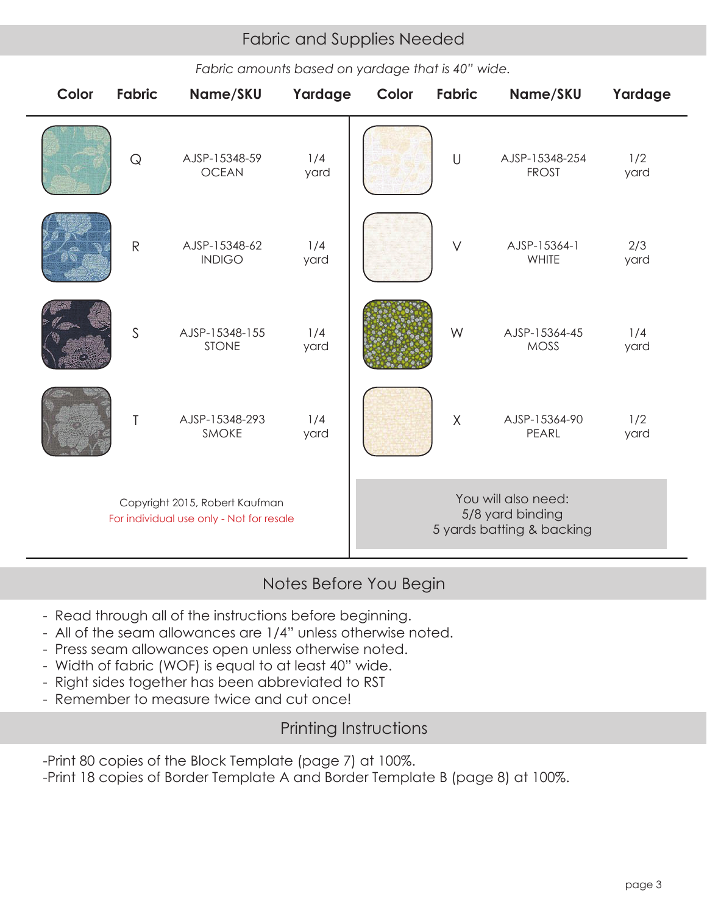## Fabric and Supplies Needed

*Fabric amounts based on yardage that is 40" wide.*

| Color | Fabric | Name/SKU | Yardage | Color | Fabric | Name/SKU | Yardage |
|---|---|---|---|---|---|---|---|
| | Q | AJSP-15348-59 OCEAN | 1/4 yard | | U | AJSP-15348-254 FROST | 1/2 yard |
| | R | AJSP-15348-62 INDIGO | 1/4 yard | | V | AJSP-15364-1 WHITE | 2/3 yard |
| | S | AJSP-15348-155 STONE | 1/4 yard | | W | AJSP-15364-45 MOSS | 1/4 yard |
| | T | AJSP-15348-293 SMOKE | 1/4 yard | | X | AJSP-15364-90 PEARL | 1/2 yard |

Copyright 2015, Robert Kaufman
For individual use only - Not for resale

You will also need:
5/8 yard binding
5 yards batting & backing

## Notes Before You Begin

- Read through all of the instructions before beginning.
- All of the seam allowances are 1/4" unless otherwise noted.
- Press seam allowances open unless otherwise noted.
- Width of fabric (WOF) is equal to at least 40" wide.
- Right sides together has been abbreviated to RST
- Remember to measure twice and cut once!

## Printing Instructions

-Print 80 copies of the Block Template (page 7) at 100%.
-Print 18 copies of Border Template A and Border Template B (page 8) at 100%.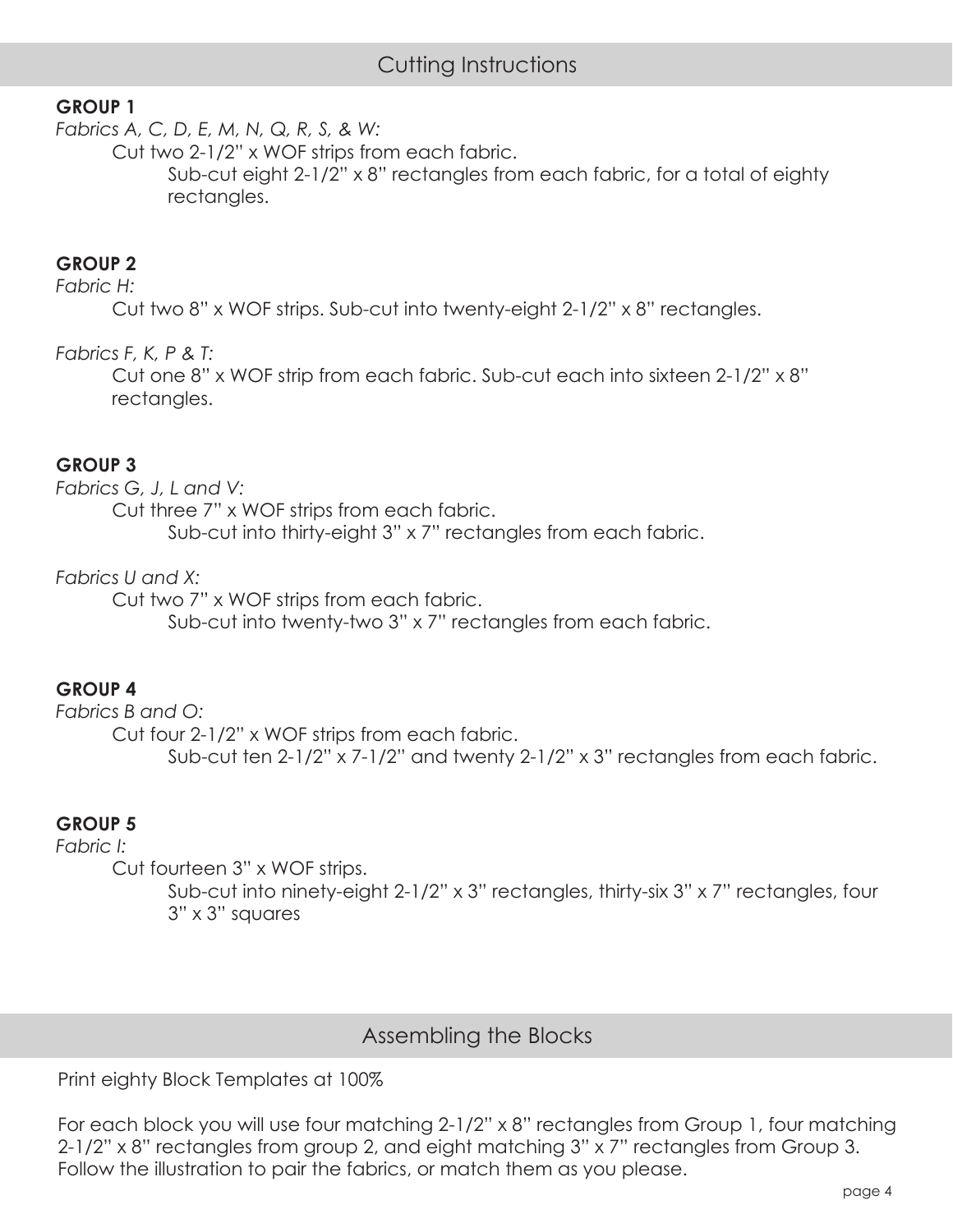## Cutting Instructions

**GROUP 1**

*Fabrics A, C, D, E, M, N, Q, R, S, & W:*

Cut two 2-1/2" x WOF strips from each fabric.

Sub-cut eight 2-1/2" x 8" rectangles from each fabric, for a total of eighty rectangles.

**GROUP 2**

*Fabric H:*

Cut two 8" x WOF strips. Sub-cut into twenty-eight 2-1/2" x 8" rectangles.

*Fabrics F, K, P & T:*

Cut one 8" x WOF strip from each fabric. Sub-cut each into sixteen 2-1/2" x 8" rectangles.

**GROUP 3**

*Fabrics G, J, L and V:*

Cut three 7" x WOF strips from each fabric.

Sub-cut into thirty-eight 3" x 7" rectangles from each fabric.

*Fabrics U and X:*

Cut two 7" x WOF strips from each fabric.

Sub-cut into twenty-two 3" x 7" rectangles from each fabric.

**GROUP 4**

*Fabrics B and O:*

Cut four 2-1/2" x WOF strips from each fabric.

Sub-cut ten 2-1/2" x 7-1/2" and twenty 2-1/2" x 3" rectangles from each fabric.

**GROUP 5**

*Fabric I:*

Cut fourteen 3" x WOF strips.

Sub-cut into ninety-eight 2-1/2" x 3" rectangles, thirty-six 3" x 7" rectangles, four 3" x 3" squares

## Assembling the Blocks

Print eighty Block Templates at 100%

For each block you will use four matching 2-1/2" x 8" rectangles from Group 1, four matching 2-1/2" x 8" rectangles from group 2, and eight matching 3" x 7" rectangles from Group 3. Follow the illustration to pair the fabrics, or match them as you please.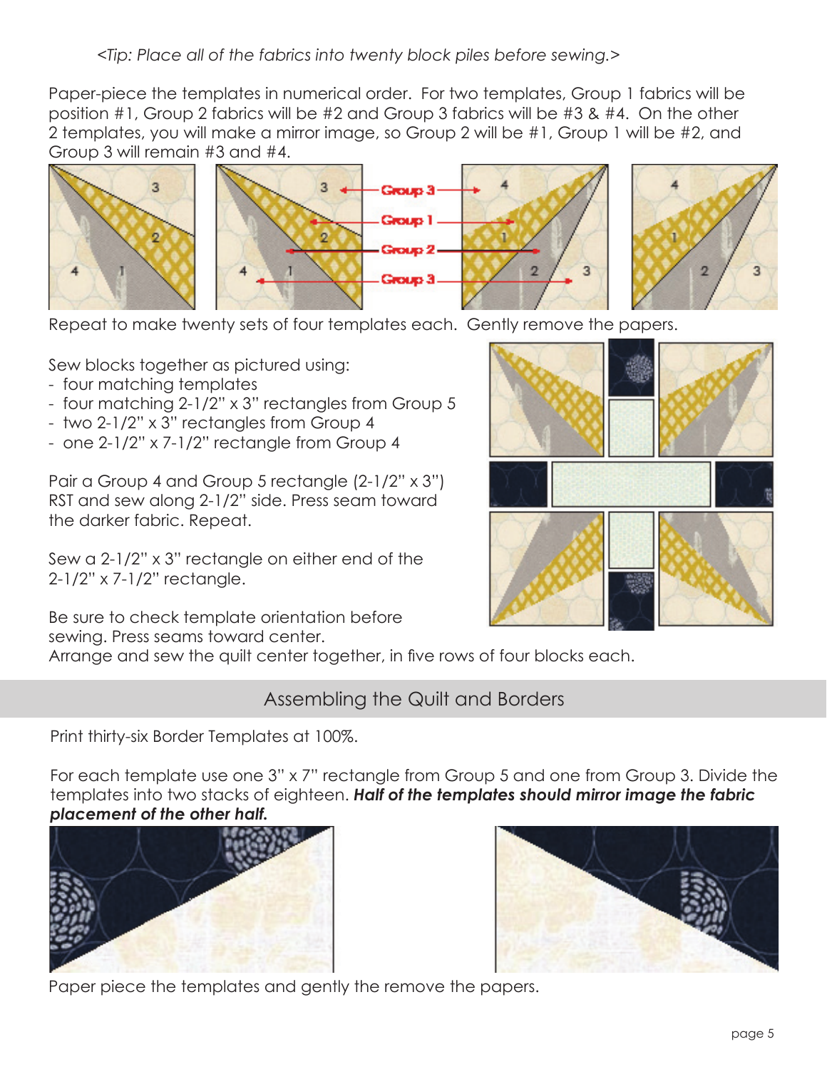*<Tip: Place all of the fabrics into twenty block piles before sewing.>*

Paper-piece the templates in numerical order. For two templates, Group 1 fabrics will be position #1, Group 2 fabrics will be #2 and Group 3 fabrics will be #3 & #4. On the other 2 templates, you will make a mirror image, so Group 2 will be #1, Group 1 will be #2, and Group 3 will remain #3 and #4.

Repeat to make twenty sets of four templates each. Gently remove the papers.

Sew blocks together as pictured using:

- four matching templates
- four matching 2-1/2" x 3" rectangles from Group 5
- two 2-1/2" x 3" rectangles from Group 4
- one 2-1/2" x 7-1/2" rectangle from Group 4

Pair a Group 4 and Group 5 rectangle (2-1/2" x 3") RST and sew along 2-1/2" side. Press seam toward the darker fabric. Repeat.

Sew a 2-1/2" x 3" rectangle on either end of the 2-1/2" x 7-1/2" rectangle.

Be sure to check template orientation before sewing. Press seams toward center.
Arrange and sew the quilt center together, in five rows of four blocks each.

## Assembling the Quilt and Borders

Print thirty-six Border Templates at 100%.

For each template use one 3" x 7" rectangle from Group 5 and one from Group 3. Divide the templates into two stacks of eighteen. ***Half of the templates should mirror image the fabric placement of the other half.***

Paper piece the templates and gently the remove the papers.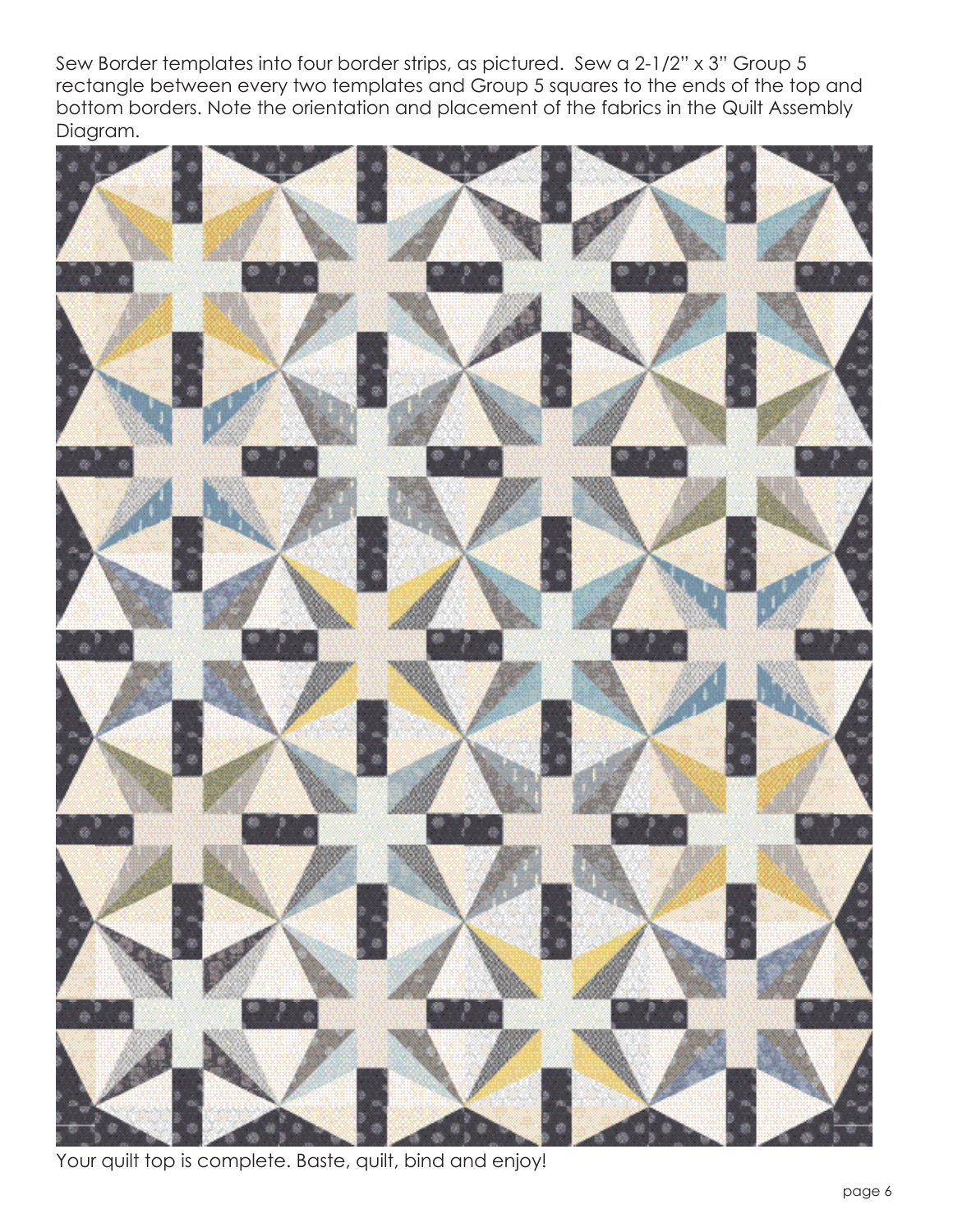Sew Border templates into four border strips, as pictured. Sew a 2-1/2" x 3" Group 5 rectangle between every two templates and Group 5 squares to the ends of the top and bottom borders. Note the orientation and placement of the fabrics in the Quilt Assembly Diagram.

Your quilt top is complete. Baste, quilt, bind and enjoy!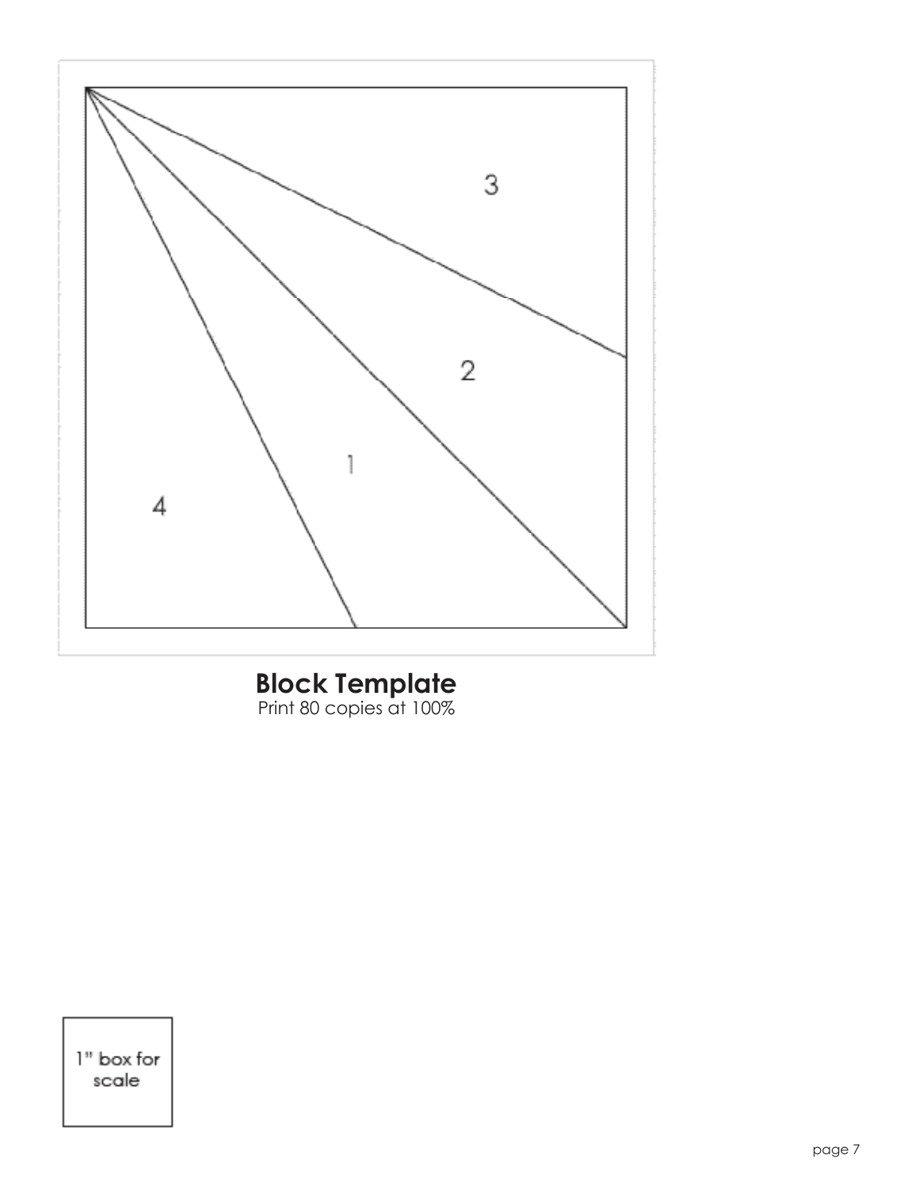3

2

1

4

**Block Template**

Print 80 copies at 100%

1" box for scale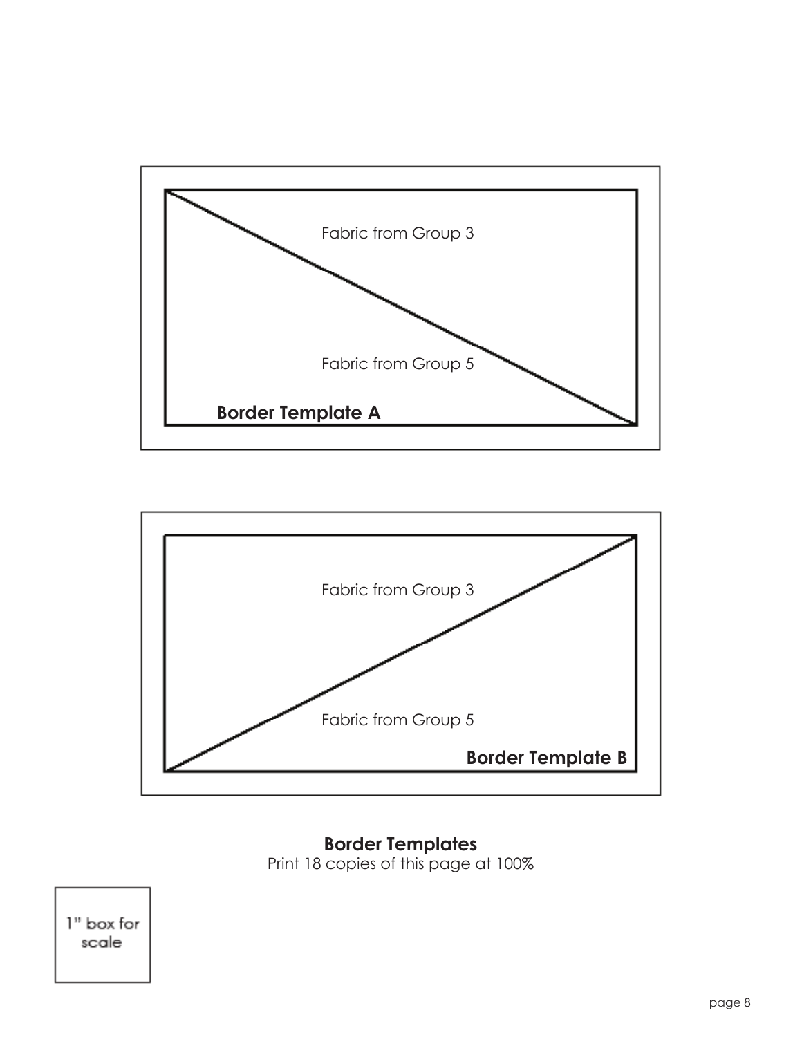Fabric from Group 3

Fabric from Group 5

**Border Template A**

Fabric from Group 3

Fabric from Group 5

**Border Template B**

**Border Templates**

Print 18 copies of this page at 100%

1" box for scale